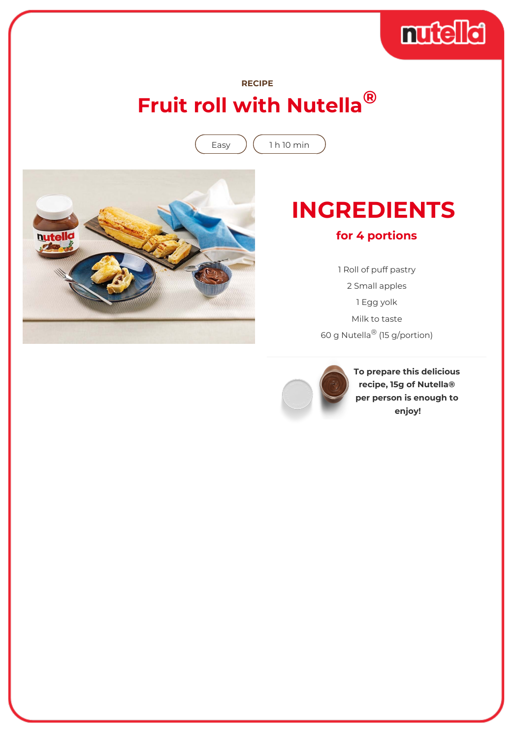RECIPE

# Fruit roll with Nutella®

Easy | 1 h 10 min

## INGREDIENTS

### for 4 portions

1 Roll of puff pastry

2 Small apples

1 Egg yolk

Milk to taste

60 g Nutella® (15 g/portion)

**To prepare this delicious recipe, 15g of Nutella® per person is enough to enjoy!**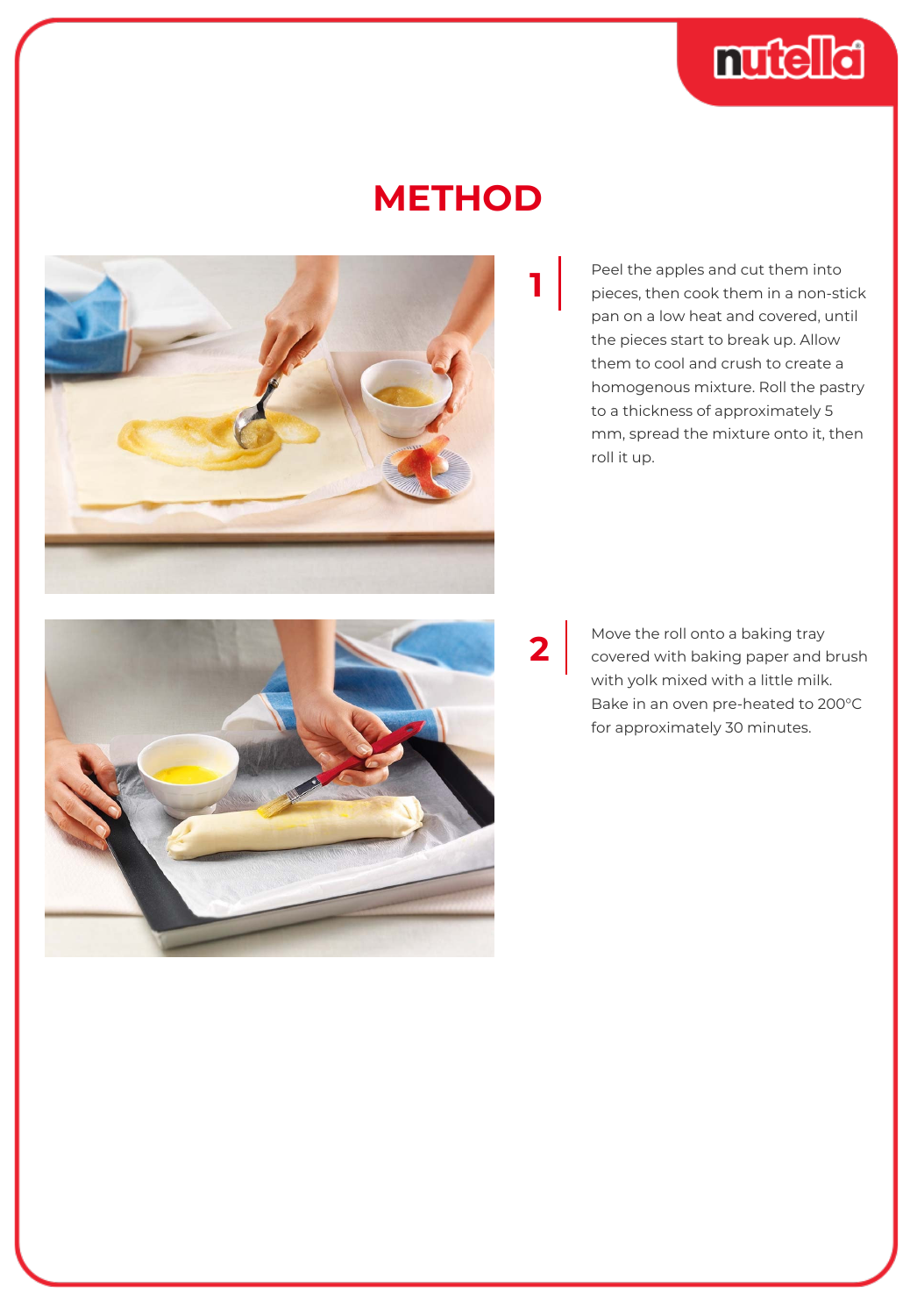# METHOD

1. Peel the apples and cut them into pieces, then cook them in a non-stick pan on a low heat and covered, until the pieces start to break up. Allow them to cool and crush to create a homogenous mixture. Roll the pastry to a thickness of approximately 5 mm, spread the mixture onto it, then roll it up.

2. Move the roll onto a baking tray covered with baking paper and brush with yolk mixed with a little milk. Bake in an oven pre-heated to 200°C for approximately 30 minutes.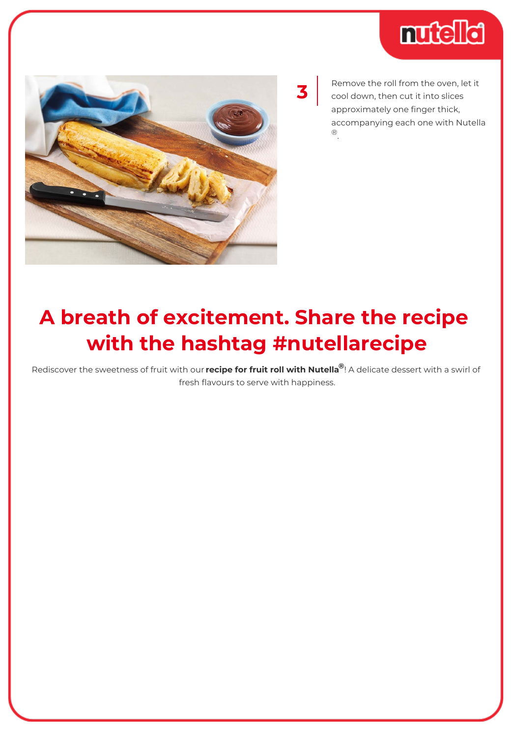3. Remove the roll from the oven, let it cool down, then cut it into slices approximately one finger thick, accompanying each one with Nutella®.

# A breath of excitement. Share the recipe with the hashtag #nutellarecipe

Rediscover the sweetness of fruit with our **recipe for fruit roll with Nutella®**! A delicate dessert with a swirl of fresh flavours to serve with happiness.